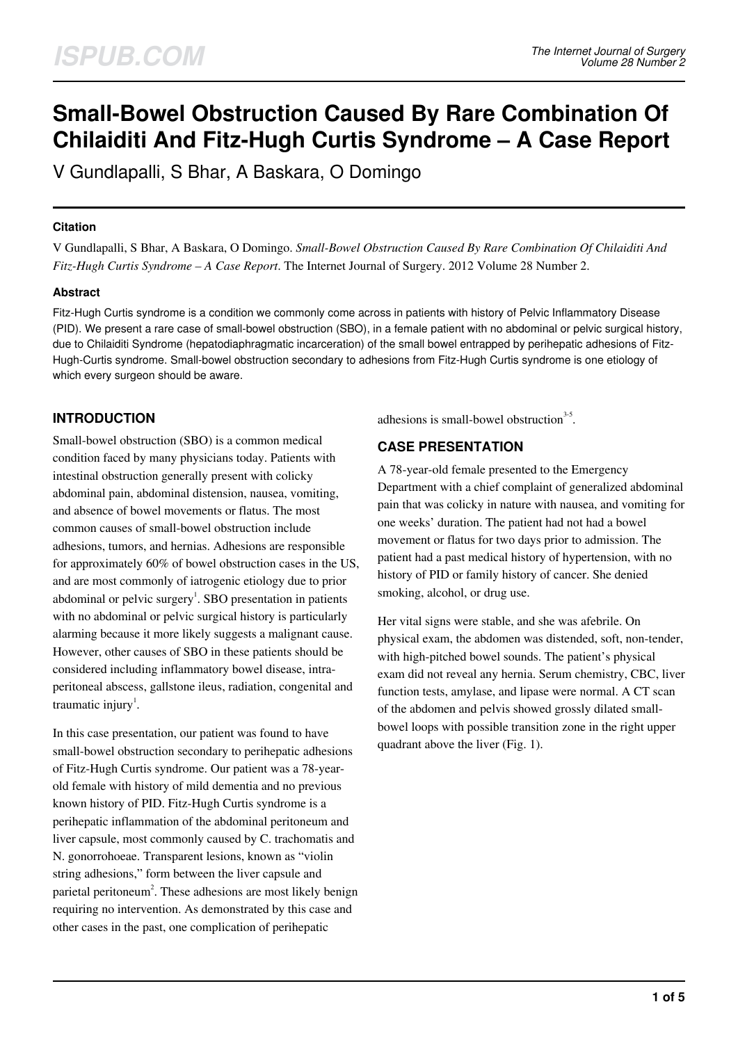# Small-Bowel Obstruction Caused By Rare Combination Of Chilaiditi And Fitz-Hugh Curtis Syndrome – A Case Report

V Gundlapalli, S Bhar, A Baskara, O Domingo

## Citation

V Gundlapalli, S Bhar, A Baskara, O Domingo. *Small-Bowel Obstruction Caused By Rare Combination Of Chilaiditi And Fitz-Hugh Curtis Syndrome – A Case Report*. The Internet Journal of Surgery. 2012 Volume 28 Number 2.

## Abstract

Fitz-Hugh Curtis syndrome is a condition we commonly come across in patients with history of Pelvic Inflammatory Disease (PID). We present a rare case of small-bowel obstruction (SBO), in a female patient with no abdominal or pelvic surgical history, due to Chilaiditi Syndrome (hepatodiaphragmatic incarceration) of the small bowel entrapped by perihepatic adhesions of Fitz-Hugh-Curtis syndrome. Small-bowel obstruction secondary to adhesions from Fitz-Hugh Curtis syndrome is one etiology of which every surgeon should be aware.

## INTRODUCTION

Small-bowel obstruction (SBO) is a common medical condition faced by many physicians today. Patients with intestinal obstruction generally present with colicky abdominal pain, abdominal distension, nausea, vomiting, and absence of bowel movements or flatus. The most common causes of small-bowel obstruction include adhesions, tumors, and hernias. Adhesions are responsible for approximately 60% of bowel obstruction cases in the US, and are most commonly of iatrogenic etiology due to prior abdominal or pelvic surgery[1]. SBO presentation in patients with no abdominal or pelvic surgical history is particularly alarming because it more likely suggests a malignant cause. However, other causes of SBO in these patients should be considered including inflammatory bowel disease, intra-peritoneal abscess, gallstone ileus, radiation, congenital and traumatic injury[1].

In this case presentation, our patient was found to have small-bowel obstruction secondary to perihepatic adhesions of Fitz-Hugh Curtis syndrome. Our patient was a 78-year-old female with history of mild dementia and no previous known history of PID. Fitz-Hugh Curtis syndrome is a perihepatic inflammation of the abdominal peritoneum and liver capsule, most commonly caused by C. trachomatis and N. gonorrohoeae. Transparent lesions, known as "violin string adhesions," form between the liver capsule and parietal peritoneum[2]. These adhesions are most likely benign requiring no intervention. As demonstrated by this case and other cases in the past, one complication of perihepatic adhesions is small-bowel obstruction[3-5].

## CASE PRESENTATION

A 78-year-old female presented to the Emergency Department with a chief complaint of generalized abdominal pain that was colicky in nature with nausea, and vomiting for one weeks' duration. The patient had not had a bowel movement or flatus for two days prior to admission. The patient had a past medical history of hypertension, with no history of PID or family history of cancer. She denied smoking, alcohol, or drug use.

Her vital signs were stable, and she was afebrile. On physical exam, the abdomen was distended, soft, non-tender, with high-pitched bowel sounds. The patient's physical exam did not reveal any hernia. Serum chemistry, CBC, liver function tests, amylase, and lipase were normal. A CT scan of the abdomen and pelvis showed grossly dilated small-bowel loops with possible transition zone in the right upper quadrant above the liver (Fig. 1).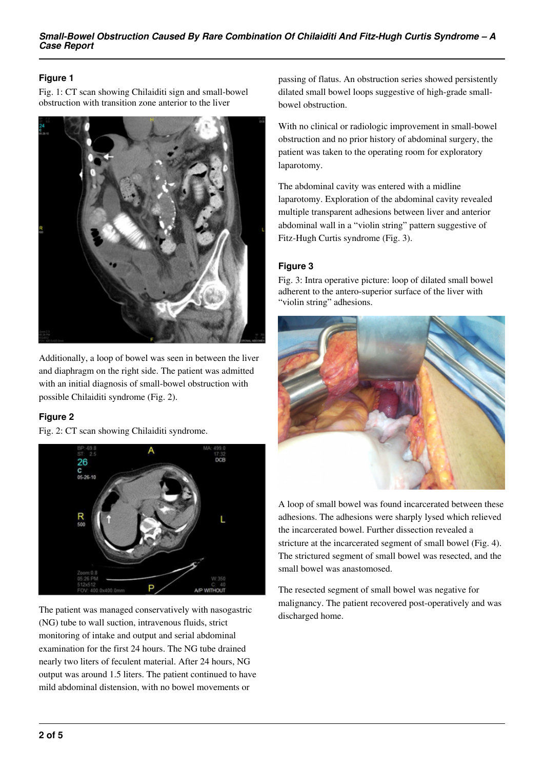## Figure 1

Fig. 1: CT scan showing Chilaiditi sign and small-bowel obstruction with transition zone anterior to the liver

Additionally, a loop of bowel was seen in between the liver and diaphragm on the right side. The patient was admitted with an initial diagnosis of small-bowel obstruction with possible Chilaiditi syndrome (Fig. 2).

## Figure 2

Fig. 2: CT scan showing Chilaiditi syndrome.

The patient was managed conservatively with nasogastric (NG) tube to wall suction, intravenous fluids, strict monitoring of intake and output and serial abdominal examination for the first 24 hours. The NG tube drained nearly two liters of feculent material. After 24 hours, NG output was around 1.5 liters. The patient continued to have mild abdominal distension, with no bowel movements or passing of flatus. An obstruction series showed persistently dilated small bowel loops suggestive of high-grade small-bowel obstruction.

With no clinical or radiologic improvement in small-bowel obstruction and no prior history of abdominal surgery, the patient was taken to the operating room for exploratory laparotomy.

The abdominal cavity was entered with a midline laparotomy. Exploration of the abdominal cavity revealed multiple transparent adhesions between liver and anterior abdominal wall in a "violin string" pattern suggestive of Fitz-Hugh Curtis syndrome (Fig. 3).

## Figure 3

Fig. 3: Intra operative picture: loop of dilated small bowel adherent to the antero-superior surface of the liver with "violin string" adhesions.

A loop of small bowel was found incarcerated between these adhesions. The adhesions were sharply lysed which relieved the incarcerated bowel. Further dissection revealed a stricture at the incarcerated segment of small bowel (Fig. 4). The strictured segment of small bowel was resected, and the small bowel was anastomosed.

The resected segment of small bowel was negative for malignancy. The patient recovered post-operatively and was discharged home.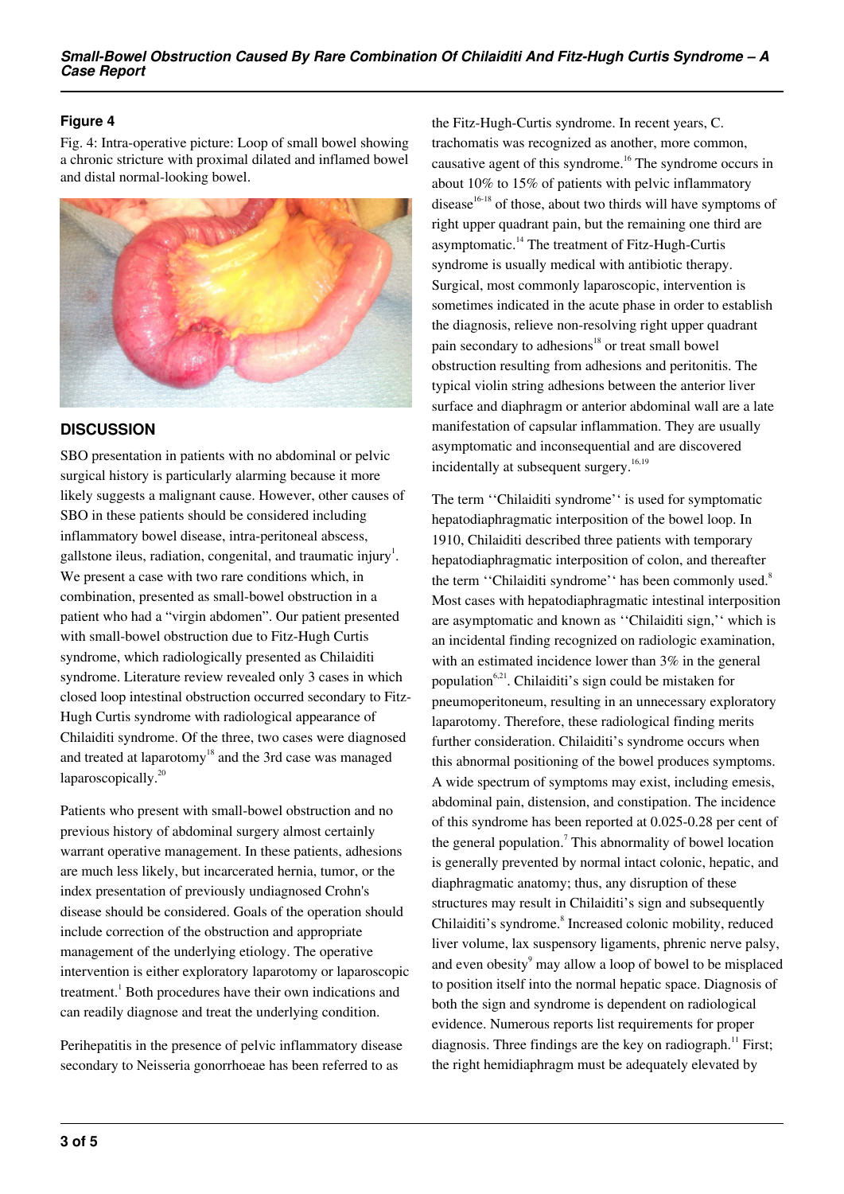## Figure 4

Fig. 4: Intra-operative picture: Loop of small bowel showing a chronic stricture with proximal dilated and inflamed bowel and distal normal-looking bowel.

## DISCUSSION

SBO presentation in patients with no abdominal or pelvic surgical history is particularly alarming because it more likely suggests a malignant cause. However, other causes of SBO in these patients should be considered including inflammatory bowel disease, intra-peritoneal abscess, gallstone ileus, radiation, congenital, and traumatic injury[1]. We present a case with two rare conditions which, in combination, presented as small-bowel obstruction in a patient who had a "virgin abdomen". Our patient presented with small-bowel obstruction due to Fitz-Hugh Curtis syndrome, which radiologically presented as Chilaiditi syndrome. Literature review revealed only 3 cases in which closed loop intestinal obstruction occurred secondary to Fitz-Hugh Curtis syndrome with radiological appearance of Chilaiditi syndrome. Of the three, two cases were diagnosed and treated at laparotomy[18] and the 3rd case was managed laparoscopically.[20]

Patients who present with small-bowel obstruction and no previous history of abdominal surgery almost certainly warrant operative management. In these patients, adhesions are much less likely, but incarcerated hernia, tumor, or the index presentation of previously undiagnosed Crohn's disease should be considered. Goals of the operation should include correction of the obstruction and appropriate management of the underlying etiology. The operative intervention is either exploratory laparotomy or laparoscopic treatment.[1] Both procedures have their own indications and can readily diagnose and treat the underlying condition.

Perihepatitis in the presence of pelvic inflammatory disease secondary to Neisseria gonorrhoeae has been referred to as the Fitz-Hugh-Curtis syndrome. In recent years, C. trachomatis was recognized as another, more common, causative agent of this syndrome.[16] The syndrome occurs in about 10% to 15% of patients with pelvic inflammatory disease[16-18] of those, about two thirds will have symptoms of right upper quadrant pain, but the remaining one third are asymptomatic.[14] The treatment of Fitz-Hugh-Curtis syndrome is usually medical with antibiotic therapy. Surgical, most commonly laparoscopic, intervention is sometimes indicated in the acute phase in order to establish the diagnosis, relieve non-resolving right upper quadrant pain secondary to adhesions[18] or treat small bowel obstruction resulting from adhesions and peritonitis. The typical violin string adhesions between the anterior liver surface and diaphragm or anterior abdominal wall are a late manifestation of capsular inflammation. They are usually asymptomatic and inconsequential and are discovered incidentally at subsequent surgery.[16,19]

The term ''Chilaiditi syndrome'' is used for symptomatic hepatodiaphragmatic interposition of the bowel loop. In 1910, Chilaiditi described three patients with temporary hepatodiaphragmatic interposition of colon, and thereafter the term ''Chilaiditi syndrome'' has been commonly used.[8] Most cases with hepatodiaphragmatic intestinal interposition are asymptomatic and known as ''Chilaiditi sign,'' which is an incidental finding recognized on radiologic examination, with an estimated incidence lower than 3% in the general population[6,21]. Chilaiditi's sign could be mistaken for pneumoperitoneum, resulting in an unnecessary exploratory laparotomy. Therefore, these radiological finding merits further consideration. Chilaiditi's syndrome occurs when this abnormal positioning of the bowel produces symptoms. A wide spectrum of symptoms may exist, including emesis, abdominal pain, distension, and constipation. The incidence of this syndrome has been reported at 0.025-0.28 per cent of the general population.[7] This abnormality of bowel location is generally prevented by normal intact colonic, hepatic, and diaphragmatic anatomy; thus, any disruption of these structures may result in Chilaiditi's sign and subsequently Chilaiditi's syndrome.[8] Increased colonic mobility, reduced liver volume, lax suspensory ligaments, phrenic nerve palsy, and even obesity[9] may allow a loop of bowel to be misplaced to position itself into the normal hepatic space. Diagnosis of both the sign and syndrome is dependent on radiological evidence. Numerous reports list requirements for proper diagnosis. Three findings are the key on radiograph.[11] First; the right hemidiaphragm must be adequately elevated by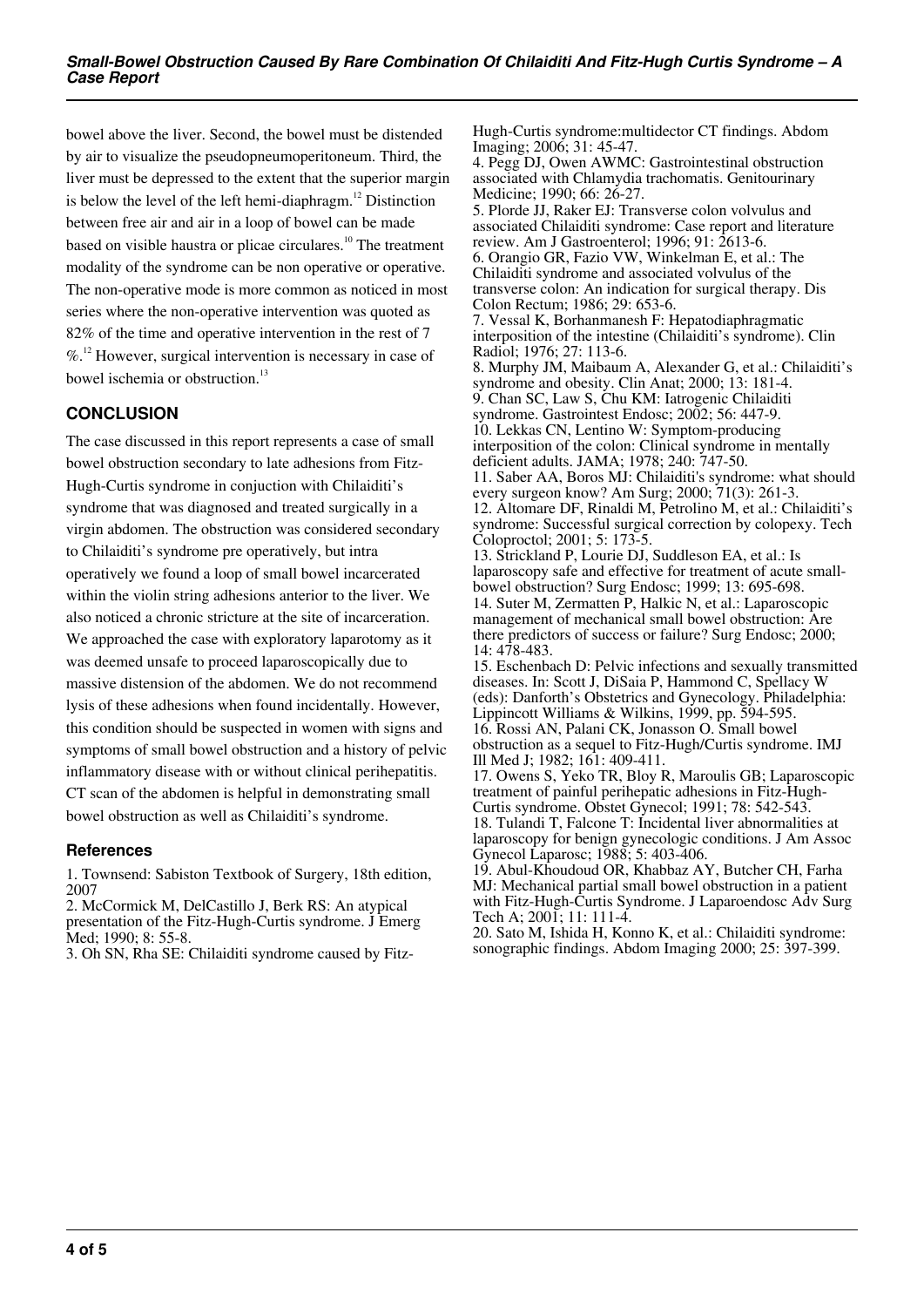bowel above the liver. Second, the bowel must be distended by air to visualize the pseudopneumoperitoneum. Third, the liver must be depressed to the extent that the superior margin is below the level of the left hemi-diaphragm.[12] Distinction between free air and air in a loop of bowel can be made based on visible haustra or plicae circulares.[10] The treatment modality of the syndrome can be non operative or operative. The non-operative mode is more common as noticed in most series where the non-operative intervention was quoted as 82% of the time and operative intervention in the rest of 7 %.[12] However, surgical intervention is necessary in case of bowel ischemia or obstruction.[13]

## CONCLUSION

The case discussed in this report represents a case of small bowel obstruction secondary to late adhesions from Fitz-Hugh-Curtis syndrome in conjuction with Chilaiditi's syndrome that was diagnosed and treated surgically in a virgin abdomen. The obstruction was considered secondary to Chilaiditi's syndrome pre operatively, but intra operatively we found a loop of small bowel incarcerated within the violin string adhesions anterior to the liver. We also noticed a chronic stricture at the site of incarceration. We approached the case with exploratory laparotomy as it was deemed unsafe to proceed laparoscopically due to massive distension of the abdomen. We do not recommend lysis of these adhesions when found incidentally. However, this condition should be suspected in women with signs and symptoms of small bowel obstruction and a history of pelvic inflammatory disease with or without clinical perihepatitis. CT scan of the abdomen is helpful in demonstrating small bowel obstruction as well as Chilaiditi's syndrome.

### References

1. Townsend: Sabiston Textbook of Surgery, 18th edition, 2007
2. McCormick M, DelCastillo J, Berk RS: An atypical presentation of the Fitz-Hugh-Curtis syndrome. J Emerg Med; 1990; 8: 55-8.
3. Oh SN, Rha SE: Chilaiditi syndrome caused by Fitz-Hugh-Curtis syndrome:multidector CT findings. Abdom Imaging; 2006; 31: 45-47.
4. Pegg DJ, Owen AWMC: Gastrointestinal obstruction associated with Chlamydia trachomatis. Genitourinary Medicine; 1990; 66: 26-27.
5. Plorde JJ, Raker EJ: Transverse colon volvulus and associated Chilaiditi syndrome: Case report and literature review. Am J Gastroenterol; 1996; 91: 2613-6.
6. Orangio GR, Fazio VW, Winkelman E, et al.: The Chilaiditi syndrome and associated volvulus of the transverse colon: An indication for surgical therapy. Dis Colon Rectum; 1986; 29: 653-6.
7. Vessal K, Borhanmanesh F: Hepatodiaphragmatic interposition of the intestine (Chilaiditi's syndrome). Clin Radiol; 1976; 27: 113-6.
8. Murphy JM, Maibaum A, Alexander G, et al.: Chilaiditi's syndrome and obesity. Clin Anat; 2000; 13: 181-4.
9. Chan SC, Law S, Chu KM: Iatrogenic Chilaiditi syndrome. Gastrointest Endosc; 2002; 56: 447-9.
10. Lekkas CN, Lentino W: Symptom-producing interposition of the colon: Clinical syndrome in mentally deficient adults. JAMA; 1978; 240: 747-50.
11. Saber AA, Boros MJ: Chilaiditi's syndrome: what should every surgeon know? Am Surg; 2000; 71(3): 261-3.
12. Altomare DF, Rinaldi M, Petrolino M, et al.: Chilaiditi's syndrome: Successful surgical correction by colopexy. Tech Coloproctol; 2001; 5: 173-5.
13. Strickland P, Lourie DJ, Suddleson EA, et al.: Is laparoscopy safe and effective for treatment of acute small-bowel obstruction? Surg Endosc; 1999; 13: 695-698.
14. Suter M, Zermatten P, Halkic N, et al.: Laparoscopic management of mechanical small bowel obstruction: Are there predictors of success or failure? Surg Endosc; 2000; 14: 478-483.
15. Eschenbach D: Pelvic infections and sexually transmitted diseases. In: Scott J, DiSaia P, Hammond C, Spellacy W (eds): Danforth's Obstetrics and Gynecology. Philadelphia: Lippincott Williams & Wilkins, 1999, pp. 594-595.
16. Rossi AN, Palani CK, Jonasson O. Small bowel obstruction as a sequel to Fitz-Hugh/Curtis syndrome. IMJ Ill Med J; 1982; 161: 409-411.
17. Owens S, Yeko TR, Bloy R, Maroulis GB; Laparoscopic treatment of painful perihepatic adhesions in Fitz-Hugh-Curtis syndrome. Obstet Gynecol; 1991; 78: 542-543.
18. Tulandi T, Falcone T: Incidental liver abnormalities at laparoscopy for benign gynecologic conditions. J Am Assoc Gynecol Laparosc; 1988; 5: 403-406.
19. Abul-Khoudoud OR, Khabbaz AY, Butcher CH, Farha MJ: Mechanical partial small bowel obstruction in a patient with Fitz-Hugh-Curtis Syndrome. J Laparoendosc Adv Surg Tech A; 2001; 11: 111-4.
20. Sato M, Ishida H, Konno K, et al.: Chilaiditi syndrome: sonographic findings. Abdom Imaging 2000; 25: 397-399.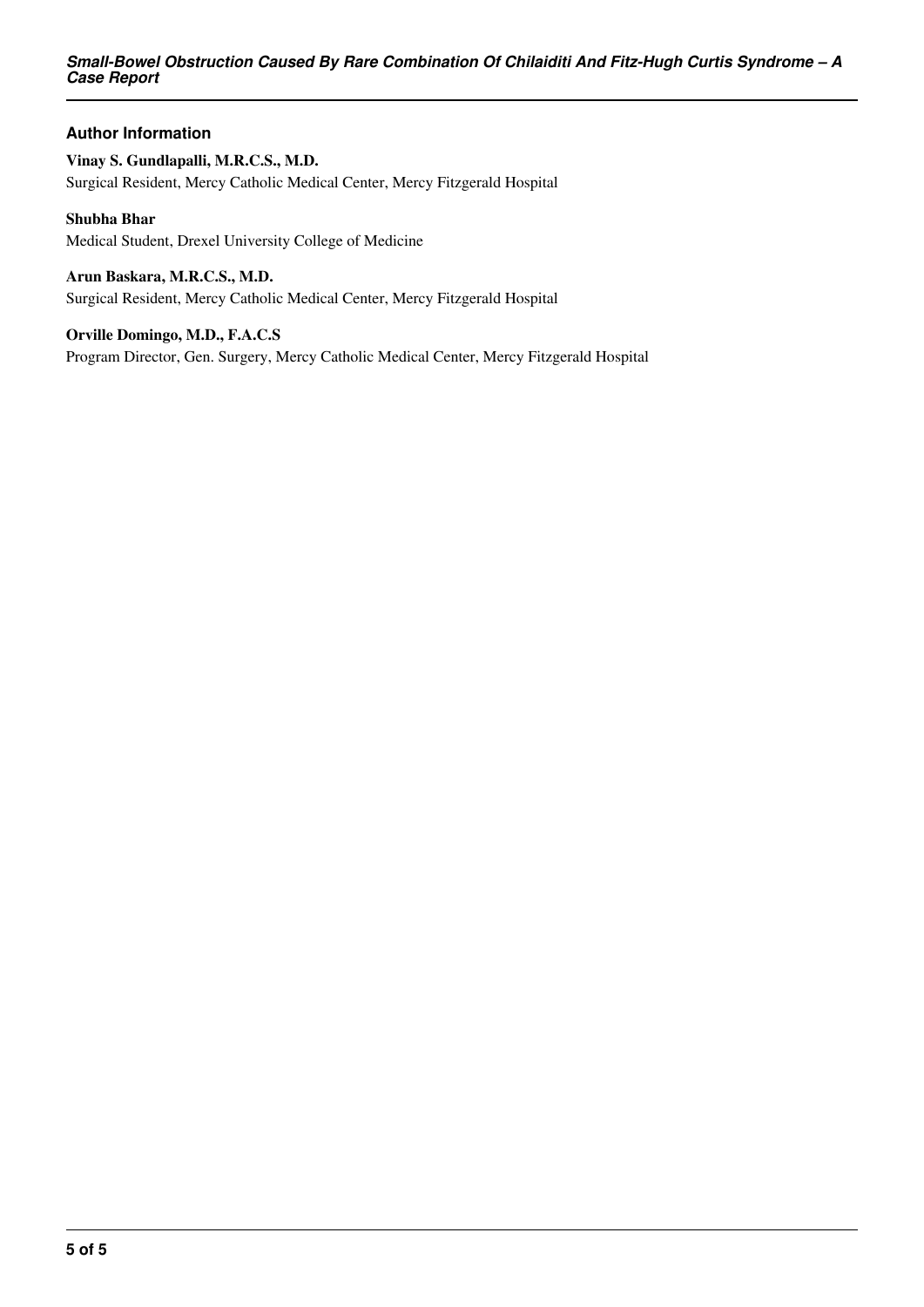## Author Information

**Vinay S. Gundlapalli, M.R.C.S., M.D.**
Surgical Resident, Mercy Catholic Medical Center, Mercy Fitzgerald Hospital

**Shubha Bhar**
Medical Student, Drexel University College of Medicine

**Arun Baskara, M.R.C.S., M.D.**
Surgical Resident, Mercy Catholic Medical Center, Mercy Fitzgerald Hospital

**Orville Domingo, M.D., F.A.C.S**
Program Director, Gen. Surgery, Mercy Catholic Medical Center, Mercy Fitzgerald Hospital